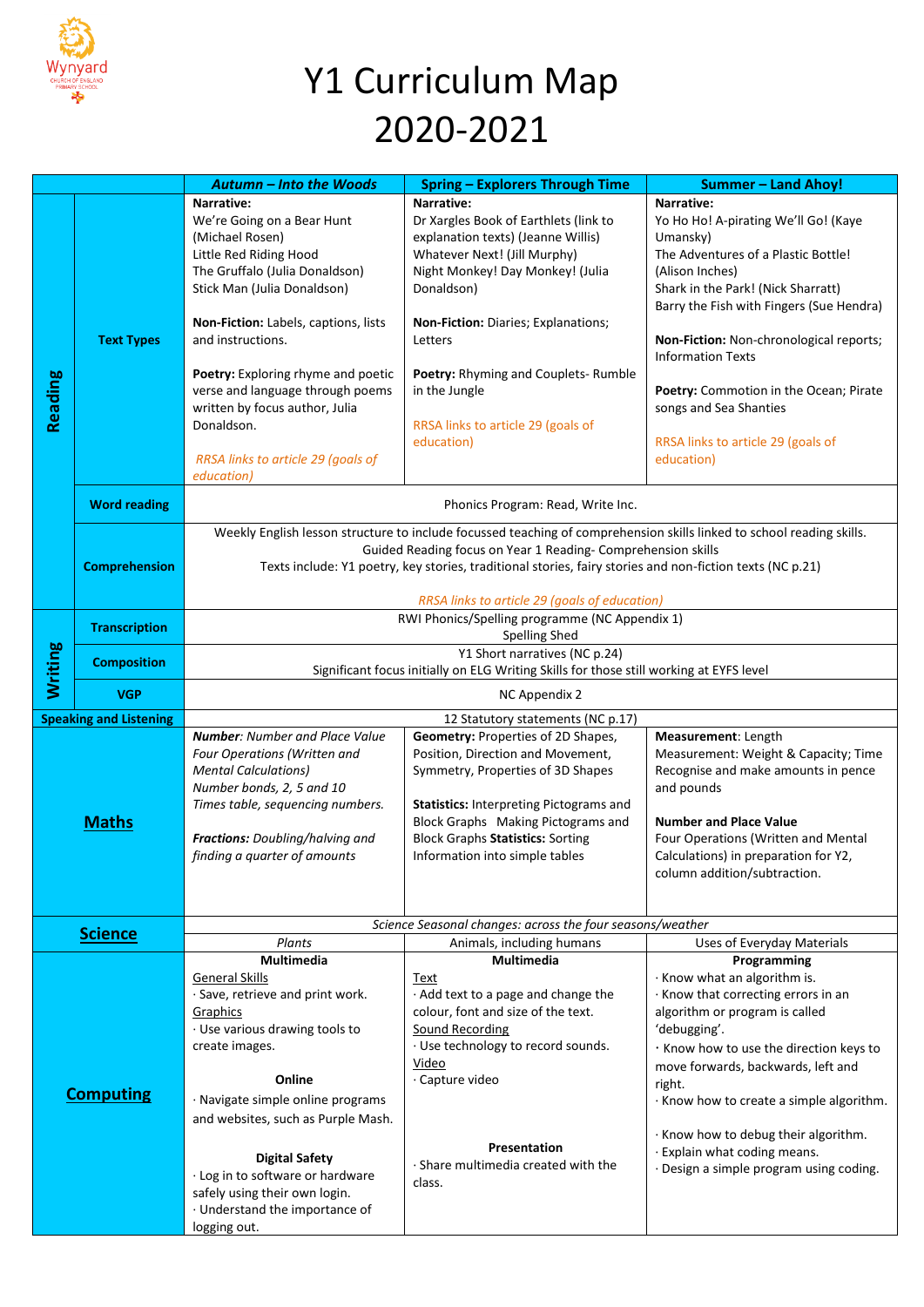# Y1 Curriculum Map 2020-2021

| | | Autumn – Into the Woods | Spring – Explorers Through Time | Summer – Land Ahoy! |
|---|---|---|---|---|
| **Reading** | **Text Types** | **Narrative:**<br>We're Going on a Bear Hunt (Michael Rosen)<br>Little Red Riding Hood<br>The Gruffalo (Julia Donaldson)<br>Stick Man (Julia Donaldson)<br><br>**Non-Fiction:** Labels, captions, lists and instructions.<br><br>**Poetry:** Exploring rhyme and poetic verse and language through poems written by focus author, Julia Donaldson.<br><br>*RRSA links to article 29 (goals of education)* | **Narrative:**<br>Dr Xargles Book of Earthlets (link to explanation texts) (Jeanne Willis)<br>Whatever Next! (Jill Murphy)<br>Night Monkey! Day Monkey! (Julia Donaldson)<br><br>**Non-Fiction:** Diaries; Explanations; Letters<br><br>**Poetry:** Rhyming and Couplets- Rumble in the Jungle<br><br>RRSA links to article 29 (goals of education) | **Narrative:**<br>Yo Ho Ho! A-pirating We'll Go! (Kaye Umansky)<br>The Adventures of a Plastic Bottle! (Alison Inches)<br>Shark in the Park! (Nick Sharratt)<br>Barry the Fish with Fingers (Sue Hendra)<br><br>**Non-Fiction:** Non-chronological reports; Information Texts<br><br>**Poetry:** Commotion in the Ocean; Pirate songs and Sea Shanties<br><br>RRSA links to article 29 (goals of education) |
| | **Word reading** | Phonics Program: Read, Write Inc. | | |
| | **Comprehension** | Weekly English lesson structure to include focussed teaching of comprehension skills linked to school reading skills.<br>Guided Reading focus on Year 1 Reading- Comprehension skills<br>Texts include: Y1 poetry, key stories, traditional stories, fairy stories and non-fiction texts (NC p.21)<br><br>*RRSA links to article 29 (goals of education)* | | |
| **Writing** | **Transcription** | RWI Phonics/Spelling programme (NC Appendix 1)<br>Spelling Shed | | |
| | **Composition** | Y1 Short narratives (NC p.24)<br>Significant focus initially on ELG Writing Skills for those still working at EYFS level | | |
| | **VGP** | NC Appendix 2 | | |
| **Speaking and Listening** | | 12 Statutory statements (NC p.17) | | |
| **Maths** | | ***Number**: Number and Place Value*<br>*Four Operations (Written and Mental Calculations)*<br>*Number bonds, 2, 5 and 10*<br>*Times table, sequencing numbers.*<br><br>***Fractions:** Doubling/halving and finding a quarter of amounts* | **Geometry:** Properties of 2D Shapes, Position, Direction and Movement, Symmetry, Properties of 3D Shapes<br><br>**Statistics:** Interpreting Pictograms and Block Graphs Making Pictograms and Block Graphs **Statistics:** Sorting Information into simple tables | **Measurement**: Length<br>Measurement: Weight & Capacity; Time<br>Recognise and make amounts in pence and pounds<br><br>**Number and Place Value**<br>Four Operations (Written and Mental Calculations) in preparation for Y2, column addition/subtraction. |
| **Science** | | *Science Seasonal changes: across the four seasons/weather* | | |
| | | *Plants* | Animals, including humans | Uses of Everyday Materials |
| **Computing** | | **Multimedia**<br>General Skills<br>· Save, retrieve and print work.<br>Graphics<br>· Use various drawing tools to create images.<br><br>**Online**<br>· Navigate simple online programs and websites, such as Purple Mash.<br><br>**Digital Safety**<br>· Log in to software or hardware safely using their own login.<br>· Understand the importance of logging out. | **Multimedia**<br>Text<br>· Add text to a page and change the colour, font and size of the text.<br>Sound Recording<br>· Use technology to record sounds.<br>Video<br>· Capture video<br><br>**Presentation**<br>· Share multimedia created with the class. | **Programming**<br>· Know what an algorithm is.<br>· Know that correcting errors in an algorithm or program is called 'debugging'.<br>· Know how to use the direction keys to move forwards, backwards, left and right.<br>· Know how to create a simple algorithm.<br>· Know how to debug their algorithm.<br>· Explain what coding means.<br>· Design a simple program using coding. |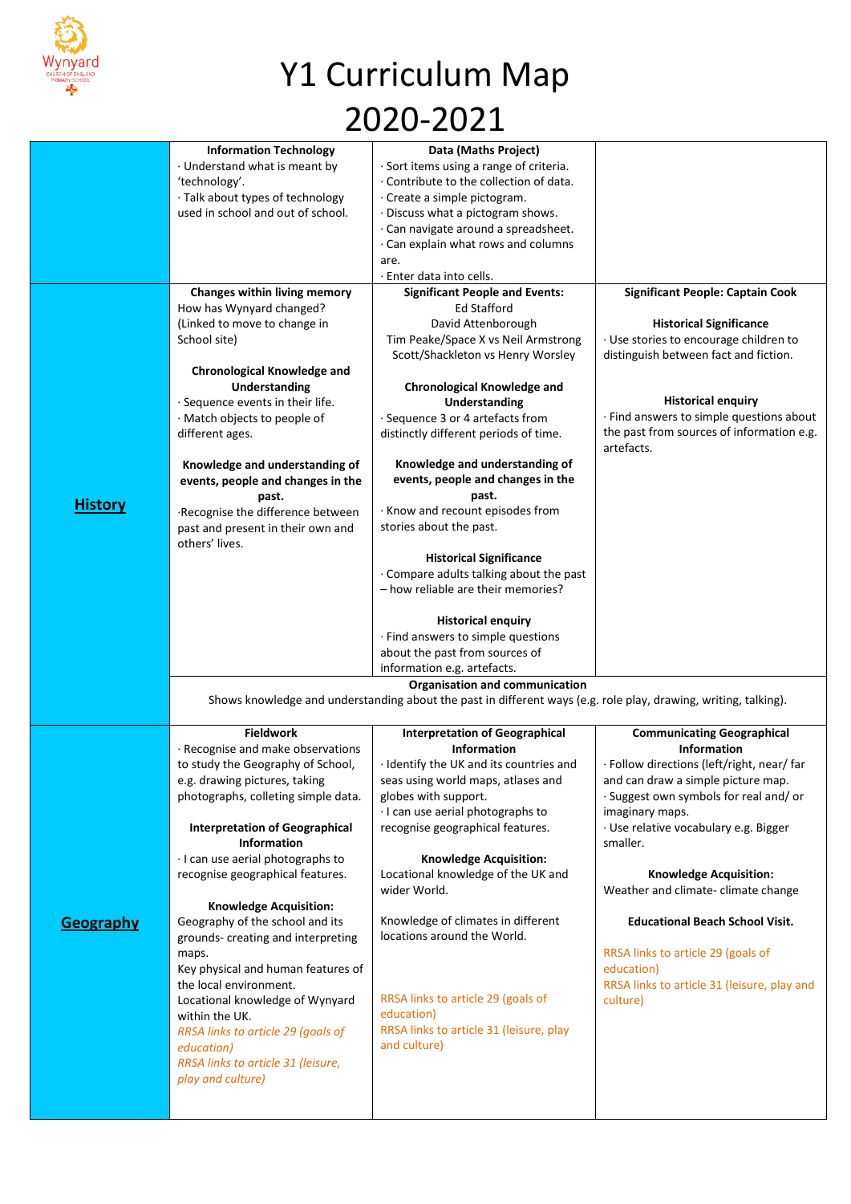# Y1 Curriculum Map 2020-2021

| | | | |
|---|---|---|---|
| | **Information Technology**<br>· Understand what is meant by 'technology'.<br>· Talk about types of technology used in school and out of school. | **Data (Maths Project)**<br>· Sort items using a range of criteria.<br>· Contribute to the collection of data.<br>· Create a simple pictogram.<br>· Discuss what a pictogram shows.<br>· Can navigate around a spreadsheet.<br>· Can explain what rows and columns are.<br>· Enter data into cells. | |
| **History** | **Changes within living memory**<br>How has Wynyard changed?<br>(Linked to move to change in School site)<br><br>**Chronological Knowledge and Understanding**<br>· Sequence events in their life.<br>· Match objects to people of different ages.<br><br>**Knowledge and understanding of events, people and changes in the past.**<br>·Recognise the difference between past and present in their own and others' lives. | **Significant People and Events:**<br>Ed Stafford<br>David Attenborough<br>Tim Peake/Space X vs Neil Armstrong<br>Scott/Shackleton vs Henry Worsley<br><br>**Chronological Knowledge and Understanding**<br>· Sequence 3 or 4 artefacts from distinctly different periods of time.<br><br>**Knowledge and understanding of events, people and changes in the past.**<br>· Know and recount episodes from stories about the past.<br><br>**Historical Significance**<br>· Compare adults talking about the past – how reliable are their memories?<br><br>**Historical enquiry**<br>· Find answers to simple questions about the past from sources of information e.g. artefacts. | **Significant People: Captain Cook**<br><br>**Historical Significance**<br>· Use stories to encourage children to distinguish between fact and fiction.<br><br>**Historical enquiry**<br>· Find answers to simple questions about the past from sources of information e.g. artefacts. |
| | **Organisation and communication**<br>Shows knowledge and understanding about the past in different ways (e.g. role play, drawing, writing, talking). | | |
| **Geography** | **Fieldwork**<br>· Recognise and make observations to study the Geography of School, e.g. drawing pictures, taking photographs, colleting simple data.<br><br>**Interpretation of Geographical Information**<br>· I can use aerial photographs to recognise geographical features.<br><br>**Knowledge Acquisition:**<br>Geography of the school and its grounds- creating and interpreting maps.<br>Key physical and human features of the local environment.<br>Locational knowledge of Wynyard within the UK.<br>*RRSA links to article 29 (goals of education)*<br>*RRSA links to article 31 (leisure, play and culture)* | **Interpretation of Geographical Information**<br>· Identify the UK and its countries and seas using world maps, atlases and globes with support.<br>· I can use aerial photographs to recognise geographical features.<br><br>**Knowledge Acquisition:**<br>Locational knowledge of the UK and wider World.<br><br>Knowledge of climates in different locations around the World.<br><br>RRSA links to article 29 (goals of education)<br>RRSA links to article 31 (leisure, play and culture) | **Communicating Geographical Information**<br>· Follow directions (left/right, near/ far and can draw a simple picture map.<br>· Suggest own symbols for real and/ or imaginary maps.<br>· Use relative vocabulary e.g. Bigger smaller.<br><br>**Knowledge Acquisition:**<br>Weather and climate- climate change<br><br>**Educational Beach School Visit.**<br><br>RRSA links to article 29 (goals of education)<br>RRSA links to article 31 (leisure, play and culture) |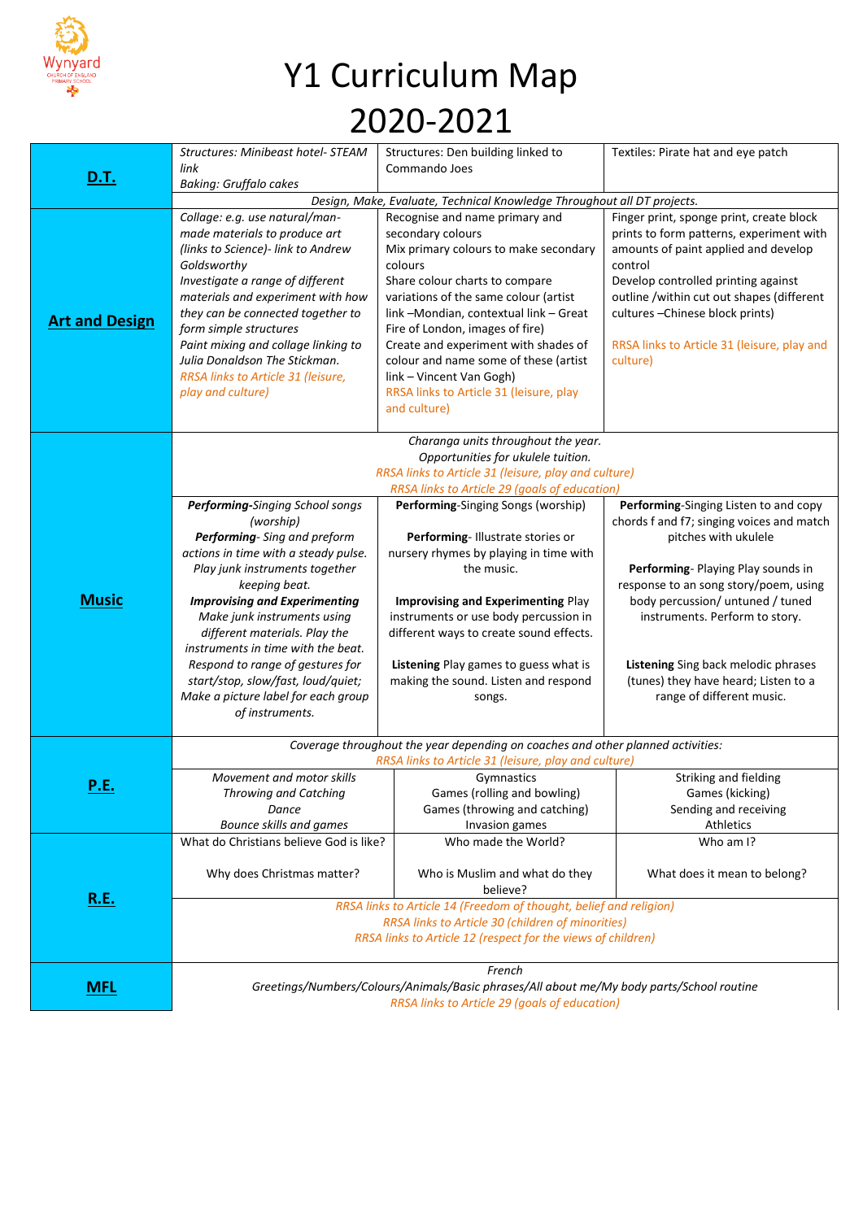# Y1 Curriculum Map 2020-2021

| | | | |
|---|---|---|---|
| **D.T.** | *Structures: Minibeast hotel- STEAM link*<br>*Baking: Gruffalo cakes* | Structures: Den building linked to Commando Joes | Textiles: Pirate hat and eye patch |
| | *Design, Make, Evaluate, Technical Knowledge Throughout all DT projects.* | | |
| **Art and Design** | *Collage: e.g. use natural/man-made materials to produce art (links to Science)- link to Andrew Goldsworthy*<br>*Investigate a range of different materials and experiment with how they can be connected together to form simple structures*<br>*Paint mixing and collage linking to Julia Donaldson The Stickman.*<br>*RRSA links to Article 31 (leisure, play and culture)* | Recognise and name primary and secondary colours<br>Mix primary colours to make secondary colours<br>Share colour charts to compare variations of the same colour (artist link –Mondian, contextual link – Great Fire of London, images of fire)<br>Create and experiment with shades of colour and name some of these (artist link – Vincent Van Gogh)<br>RRSA links to Article 31 (leisure, play and culture) | Finger print, sponge print, create block prints to form patterns, experiment with amounts of paint applied and develop control<br>Develop controlled printing against outline /within cut out shapes (different cultures –Chinese block prints)<br>RRSA links to Article 31 (leisure, play and culture) |
| **Music** | *Charanga units throughout the year.*<br>*Opportunities for ukulele tuition.*<br>*RRSA links to Article 31 (leisure, play and culture)*<br>*RRSA links to Article 29 (goals of education)* | | |
| | ***Performing**-Singing School songs (worship)*<br>***Performing**- Sing and preform actions in time with a steady pulse. Play junk instruments together keeping beat.*<br>***Improvising and Experimenting** Make junk instruments using different materials. Play the instruments in time with the beat. Respond to range of gestures for start/stop, slow/fast, loud/quiet; Make a picture label for each group of instruments.* | **Performing**-Singing Songs (worship)<br>**Performing**- Illustrate stories or nursery rhymes by playing in time with the music.<br>**Improvising and Experimenting** Play instruments or use body percussion in different ways to create sound effects.<br>**Listening** Play games to guess what is making the sound. Listen and respond songs. | **Performing**-Singing Listen to and copy chords f and f7; singing voices and match pitches with ukulele<br>**Performing**- Playing Play sounds in response to an song story/poem, using body percussion/ untuned / tuned instruments. Perform to story.<br>**Listening** Sing back melodic phrases (tunes) they have heard; Listen to a range of different music. |
| **P.E.** | *Coverage throughout the year depending on coaches and other planned activities:*<br>*RRSA links to Article 31 (leisure, play and culture)* | | |
| | *Movement and motor skills*<br>*Throwing and Catching*<br>*Dance*<br>*Bounce skills and games* | Gymnastics<br>Games (rolling and bowling)<br>Games (throwing and catching)<br>Invasion games | Striking and fielding<br>Games (kicking)<br>Sending and receiving<br>Athletics |
| **R.E.** | What do Christians believe God is like?<br>Why does Christmas matter? | Who made the World?<br>Who is Muslim and what do they believe? | Who am I?<br>What does it mean to belong? |
| | *RRSA links to Article 14 (Freedom of thought, belief and religion)*<br>*RRSA links to Article 30 (children of minorities)*<br>*RRSA links to Article 12 (respect for the views of children)* | | |
| **MFL** | *French*<br>*Greetings/Numbers/Colours/Animals/Basic phrases/All about me/My body parts/School routine*<br>*RRSA links to Article 29 (goals of education)* | | |